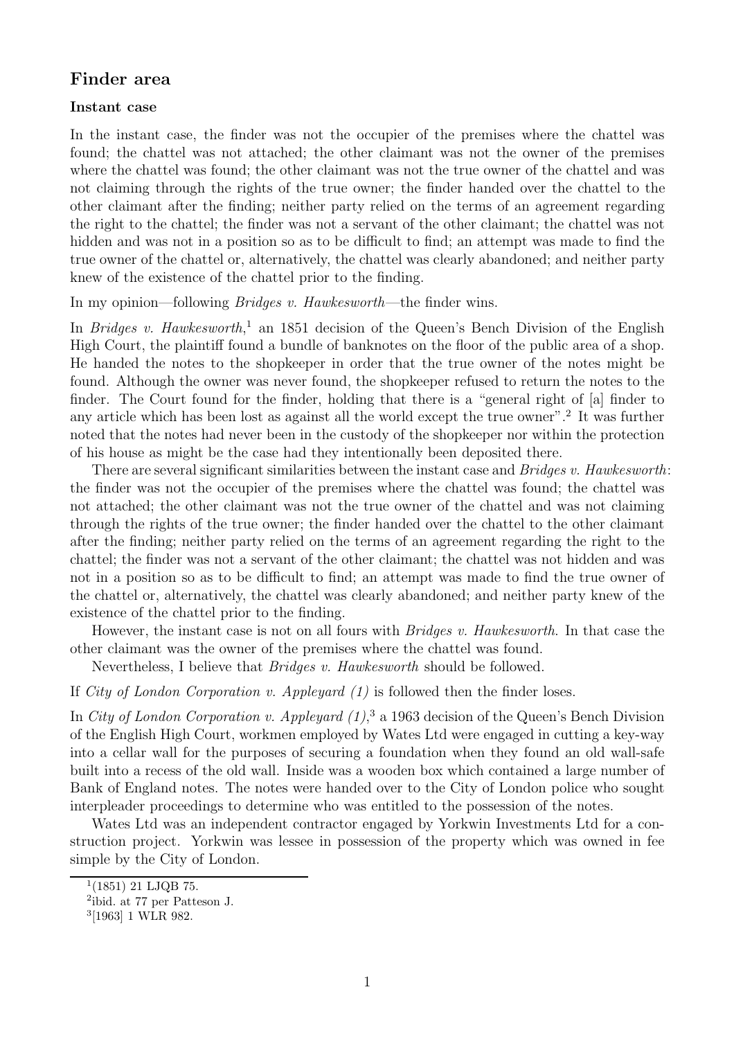## Finder area

### Instant case

In the instant case, the finder was not the occupier of the premises where the chattel was found; the chattel was not attached; the other claimant was not the owner of the premises where the chattel was found; the other claimant was not the true owner of the chattel and was not claiming through the rights of the true owner; the finder handed over the chattel to the other claimant after the finding; neither party relied on the terms of an agreement regarding the right to the chattel; the finder was not a servant of the other claimant; the chattel was not hidden and was not in a position so as to be difficult to find; an attempt was made to find the true owner of the chattel or, alternatively, the chattel was clearly abandoned; and neither party knew of the existence of the chattel prior to the finding.

In my opinion—following *Bridges v. Hawkesworth*—the finder wins.

In *Bridges v. Hawkesworth*,[1] an 1851 decision of the Queen's Bench Division of the English High Court, the plaintiff found a bundle of banknotes on the floor of the public area of a shop. He handed the notes to the shopkeeper in order that the true owner of the notes might be found. Although the owner was never found, the shopkeeper refused to return the notes to the finder. The Court found for the finder, holding that there is a "general right of [a] finder to any article which has been lost as against all the world except the true owner".[2] It was further noted that the notes had never been in the custody of the shopkeeper nor within the protection of his house as might be the case had they intentionally been deposited there.

There are several significant similarities between the instant case and *Bridges v. Hawkesworth*: the finder was not the occupier of the premises where the chattel was found; the chattel was not attached; the other claimant was not the true owner of the chattel and was not claiming through the rights of the true owner; the finder handed over the chattel to the other claimant after the finding; neither party relied on the terms of an agreement regarding the right to the chattel; the finder was not a servant of the other claimant; the chattel was not hidden and was not in a position so as to be difficult to find; an attempt was made to find the true owner of the chattel or, alternatively, the chattel was clearly abandoned; and neither party knew of the existence of the chattel prior to the finding.

However, the instant case is not on all fours with *Bridges v. Hawkesworth*. In that case the other claimant was the owner of the premises where the chattel was found.

Nevertheless, I believe that *Bridges v. Hawkesworth* should be followed.

If *City of London Corporation v. Appleyard (1)* is followed then the finder loses.

In *City of London Corporation v. Appleyard (1)*,[3] a 1963 decision of the Queen's Bench Division of the English High Court, workmen employed by Wates Ltd were engaged in cutting a key-way into a cellar wall for the purposes of securing a foundation when they found an old wall-safe built into a recess of the old wall. Inside was a wooden box which contained a large number of Bank of England notes. The notes were handed over to the City of London police who sought interpleader proceedings to determine who was entitled to the possession of the notes.

Wates Ltd was an independent contractor engaged by Yorkwin Investments Ltd for a construction project. Yorkwin was lessee in possession of the property which was owned in fee simple by the City of London.

[1] (1851) 21 LJQB 75.

[2] ibid. at 77 per Patteson J.

[3] [1963] 1 WLR 982.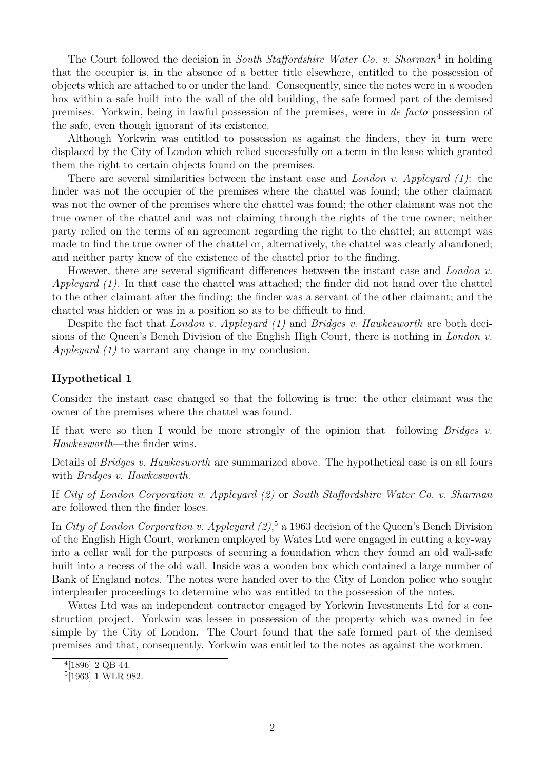The Court followed the decision in *South Staffordshire Water Co. v. Sharman*[4] in holding that the occupier is, in the absence of a better title elsewhere, entitled to the possession of objects which are attached to or under the land. Consequently, since the notes were in a wooden box within a safe built into the wall of the old building, the safe formed part of the demised premises. Yorkwin, being in lawful possession of the premises, were in *de facto* possession of the safe, even though ignorant of its existence.

Although Yorkwin was entitled to possession as against the finders, they in turn were displaced by the City of London which relied successfully on a term in the lease which granted them the right to certain objects found on the premises.

There are several similarities between the instant case and *London v. Appleyard (1)*: the finder was not the occupier of the premises where the chattel was found; the other claimant was not the owner of the premises where the chattel was found; the other claimant was not the true owner of the chattel and was not claiming through the rights of the true owner; neither party relied on the terms of an agreement regarding the right to the chattel; an attempt was made to find the true owner of the chattel or, alternatively, the chattel was clearly abandoned; and neither party knew of the existence of the chattel prior to the finding.

However, there are several significant differences between the instant case and *London v. Appleyard (1)*. In that case the chattel was attached; the finder did not hand over the chattel to the other claimant after the finding; the finder was a servant of the other claimant; and the chattel was hidden or was in a position so as to be difficult to find.

Despite the fact that *London v. Appleyard (1)* and *Bridges v. Hawkesworth* are both decisions of the Queen's Bench Division of the English High Court, there is nothing in *London v. Appleyard (1)* to warrant any change in my conclusion.

### Hypothetical 1

Consider the instant case changed so that the following is true: the other claimant was the owner of the premises where the chattel was found.

If that were so then I would be more strongly of the opinion that—following *Bridges v. Hawkesworth*—the finder wins.

Details of *Bridges v. Hawkesworth* are summarized above. The hypothetical case is on all fours with *Bridges v. Hawkesworth*.

If *City of London Corporation v. Appleyard (2)* or *South Staffordshire Water Co. v. Sharman* are followed then the finder loses.

In *City of London Corporation v. Appleyard (2)*,[5] a 1963 decision of the Queen's Bench Division of the English High Court, workmen employed by Wates Ltd were engaged in cutting a key-way into a cellar wall for the purposes of securing a foundation when they found an old wall-safe built into a recess of the old wall. Inside was a wooden box which contained a large number of Bank of England notes. The notes were handed over to the City of London police who sought interpleader proceedings to determine who was entitled to the possession of the notes.

Wates Ltd was an independent contractor engaged by Yorkwin Investments Ltd for a construction project. Yorkwin was lessee in possession of the property which was owned in fee simple by the City of London. The Court found that the safe formed part of the demised premises and that, consequently, Yorkwin was entitled to the notes as against the workmen.

---

[4] [1896] 2 QB 44.

[5] [1963] 1 WLR 982.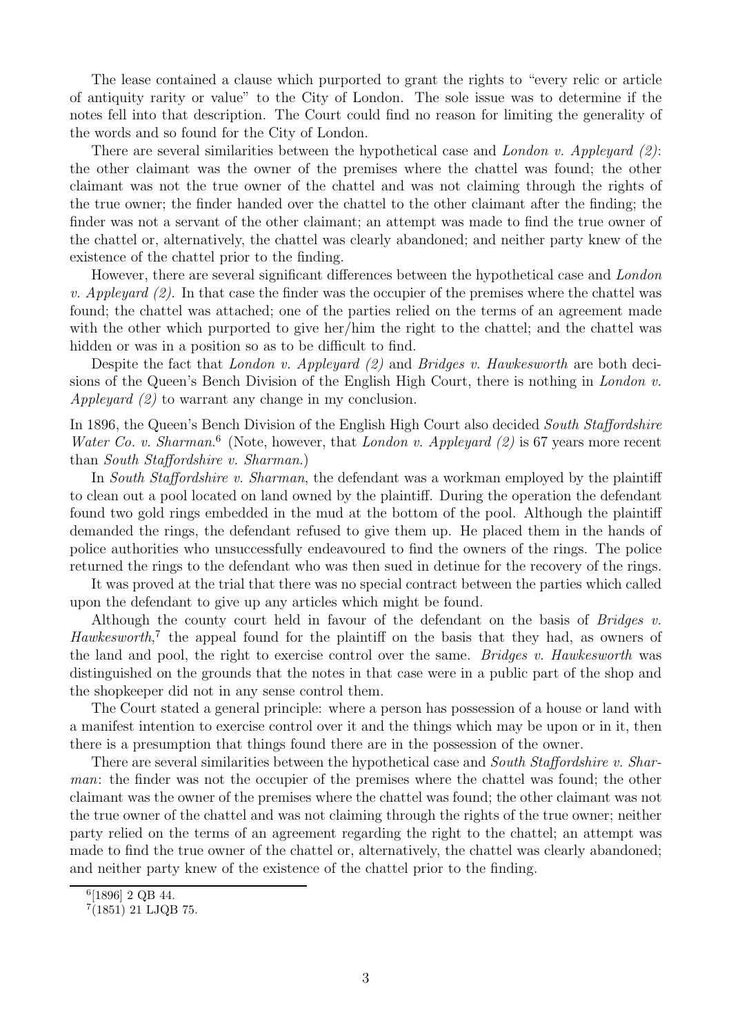The lease contained a clause which purported to grant the rights to "every relic or article of antiquity rarity or value" to the City of London. The sole issue was to determine if the notes fell into that description. The Court could find no reason for limiting the generality of the words and so found for the City of London.

There are several similarities between the hypothetical case and *London v. Appleyard (2)*: the other claimant was the owner of the premises where the chattel was found; the other claimant was not the true owner of the chattel and was not claiming through the rights of the true owner; the finder handed over the chattel to the other claimant after the finding; the finder was not a servant of the other claimant; an attempt was made to find the true owner of the chattel or, alternatively, the chattel was clearly abandoned; and neither party knew of the existence of the chattel prior to the finding.

However, there are several significant differences between the hypothetical case and *London v. Appleyard (2)*. In that case the finder was the occupier of the premises where the chattel was found; the chattel was attached; one of the parties relied on the terms of an agreement made with the other which purported to give her/him the right to the chattel; and the chattel was hidden or was in a position so as to be difficult to find.

Despite the fact that *London v. Appleyard (2)* and *Bridges v. Hawkesworth* are both decisions of the Queen's Bench Division of the English High Court, there is nothing in *London v. Appleyard (2)* to warrant any change in my conclusion.

In 1896, the Queen's Bench Division of the English High Court also decided *South Staffordshire Water Co. v. Sharman*.[6] (Note, however, that *London v. Appleyard (2)* is 67 years more recent than *South Staffordshire v. Sharman*.)

In *South Staffordshire v. Sharman*, the defendant was a workman employed by the plaintiff to clean out a pool located on land owned by the plaintiff. During the operation the defendant found two gold rings embedded in the mud at the bottom of the pool. Although the plaintiff demanded the rings, the defendant refused to give them up. He placed them in the hands of police authorities who unsuccessfully endeavoured to find the owners of the rings. The police returned the rings to the defendant who was then sued in detinue for the recovery of the rings.

It was proved at the trial that there was no special contract between the parties which called upon the defendant to give up any articles which might be found.

Although the county court held in favour of the defendant on the basis of *Bridges v. Hawkesworth*,[7] the appeal found for the plaintiff on the basis that they had, as owners of the land and pool, the right to exercise control over the same. *Bridges v. Hawkesworth* was distinguished on the grounds that the notes in that case were in a public part of the shop and the shopkeeper did not in any sense control them.

The Court stated a general principle: where a person has possession of a house or land with a manifest intention to exercise control over it and the things which may be upon or in it, then there is a presumption that things found there are in the possession of the owner.

There are several similarities between the hypothetical case and *South Staffordshire v. Sharman*: the finder was not the occupier of the premises where the chattel was found; the other claimant was the owner of the premises where the chattel was found; the other claimant was not the true owner of the chattel and was not claiming through the rights of the true owner; neither party relied on the terms of an agreement regarding the right to the chattel; an attempt was made to find the true owner of the chattel or, alternatively, the chattel was clearly abandoned; and neither party knew of the existence of the chattel prior to the finding.

---

[6] [1896] 2 QB 44.

[7] (1851) 21 LJQB 75.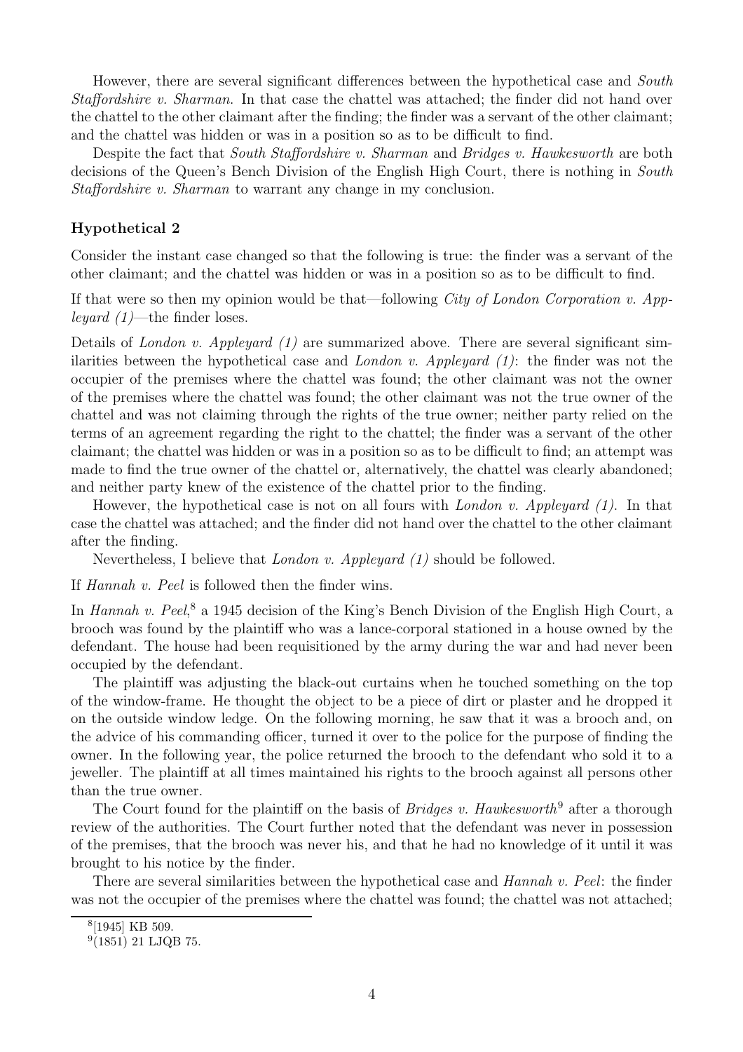However, there are several significant differences between the hypothetical case and *South Staffordshire v. Sharman*. In that case the chattel was attached; the finder did not hand over the chattel to the other claimant after the finding; the finder was a servant of the other claimant; and the chattel was hidden or was in a position so as to be difficult to find.

Despite the fact that *South Staffordshire v. Sharman* and *Bridges v. Hawkesworth* are both decisions of the Queen's Bench Division of the English High Court, there is nothing in *South Staffordshire v. Sharman* to warrant any change in my conclusion.

### Hypothetical 2

Consider the instant case changed so that the following is true: the finder was a servant of the other claimant; and the chattel was hidden or was in a position so as to be difficult to find.

If that were so then my opinion would be that—following *City of London Corporation v. Appleyard (1)*—the finder loses.

Details of *London v. Appleyard (1)* are summarized above. There are several significant similarities between the hypothetical case and *London v. Appleyard (1)*: the finder was not the occupier of the premises where the chattel was found; the other claimant was not the owner of the premises where the chattel was found; the other claimant was not the true owner of the chattel and was not claiming through the rights of the true owner; neither party relied on the terms of an agreement regarding the right to the chattel; the finder was a servant of the other claimant; the chattel was hidden or was in a position so as to be difficult to find; an attempt was made to find the true owner of the chattel or, alternatively, the chattel was clearly abandoned; and neither party knew of the existence of the chattel prior to the finding.

However, the hypothetical case is not on all fours with *London v. Appleyard (1)*. In that case the chattel was attached; and the finder did not hand over the chattel to the other claimant after the finding.

Nevertheless, I believe that *London v. Appleyard (1)* should be followed.

If *Hannah v. Peel* is followed then the finder wins.

In *Hannah v. Peel*,[8] a 1945 decision of the King's Bench Division of the English High Court, a brooch was found by the plaintiff who was a lance-corporal stationed in a house owned by the defendant. The house had been requisitioned by the army during the war and had never been occupied by the defendant.

The plaintiff was adjusting the black-out curtains when he touched something on the top of the window-frame. He thought the object to be a piece of dirt or plaster and he dropped it on the outside window ledge. On the following morning, he saw that it was a brooch and, on the advice of his commanding officer, turned it over to the police for the purpose of finding the owner. In the following year, the police returned the brooch to the defendant who sold it to a jeweller. The plaintiff at all times maintained his rights to the brooch against all persons other than the true owner.

The Court found for the plaintiff on the basis of *Bridges v. Hawkesworth*[9] after a thorough review of the authorities. The Court further noted that the defendant was never in possession of the premises, that the brooch was never his, and that he had no knowledge of it until it was brought to his notice by the finder.

There are several similarities between the hypothetical case and *Hannah v. Peel*: the finder was not the occupier of the premises where the chattel was found; the chattel was not attached;

[8] [1945] KB 509.

[9] (1851) 21 LJQB 75.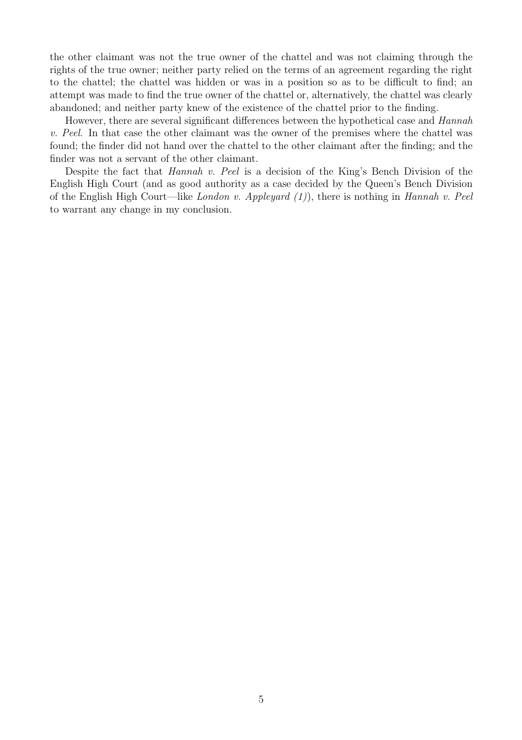the other claimant was not the true owner of the chattel and was not claiming through the rights of the true owner; neither party relied on the terms of an agreement regarding the right to the chattel; the chattel was hidden or was in a position so as to be difficult to find; an attempt was made to find the true owner of the chattel or, alternatively, the chattel was clearly abandoned; and neither party knew of the existence of the chattel prior to the finding.

However, there are several significant differences between the hypothetical case and *Hannah v. Peel*. In that case the other claimant was the owner of the premises where the chattel was found; the finder did not hand over the chattel to the other claimant after the finding; and the finder was not a servant of the other claimant.

Despite the fact that *Hannah v. Peel* is a decision of the King's Bench Division of the English High Court (and as good authority as a case decided by the Queen's Bench Division of the English High Court—like *London v. Appleyard (1)*), there is nothing in *Hannah v. Peel* to warrant any change in my conclusion.